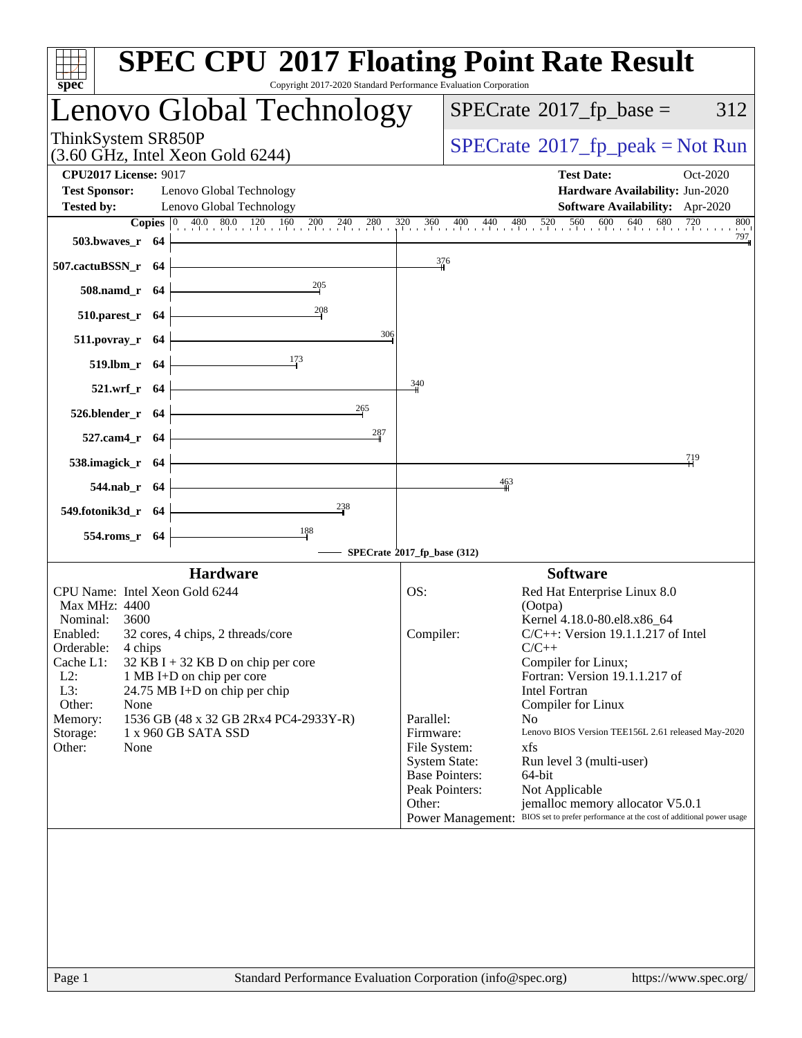# SPEC CPU 2017 Floating Point Rate Result

Copyright 2017-2020 Standard Performance Evaluation Corporation

## Lenovo Global Technology

ThinkSystem SR850P
(3.60 GHz, Intel Xeon Gold 6244)

SPECrate 2017_fp_base = 312

SPECrate 2017_fp_peak = Not Run

**CPU2017 License:** 9017
**Test Sponsor:** Lenovo Global Technology
**Tested by:** Lenovo Global Technology

**Test Date:** Oct-2020
**Hardware Availability:** Jun-2020
**Software Availability:** Apr-2020

| Benchmark | Copies | SPECrate 2017_fp_base (312) |
|---|---|---|
| 503.bwaves_r | 64 | 797 |
| 507.cactuBSSN_r | 64 | 376 |
| 508.namd_r | 64 | 205 |
| 510.parest_r | 64 | 208 |
| 511.povray_r | 64 | 306 |
| 519.lbm_r | 64 | 173 |
| 521.wrf_r | 64 | 340 |
| 526.blender_r | 64 | 265 |
| 527.cam4_r | 64 | 287 |
| 538.imagick_r | 64 | 719 |
| 544.nab_r | 64 | 463 |
| 549.fotonik3d_r | 64 | 238 |
| 554.roms_r | 64 | 188 |

### Hardware

| | |
|---|---|
| CPU Name: | Intel Xeon Gold 6244 |
| Max MHz: | 4400 |
| Nominal: | 3600 |
| Enabled: | 32 cores, 4 chips, 2 threads/core |
| Orderable: | 4 chips |
| Cache L1: | 32 KB I + 32 KB D on chip per core |
| L2: | 1 MB I+D on chip per core |
| L3: | 24.75 MB I+D on chip per chip |
| Other: | None |
| Memory: | 1536 GB (48 x 32 GB 2Rx4 PC4-2933Y-R) |
| Storage: | 1 x 960 GB SATA SSD |
| Other: | None |

### Software

| | |
|---|---|
| OS: | Red Hat Enterprise Linux 8.0 (Ootpa) Kernel 4.18.0-80.el8.x86_64 |
| Compiler: | C/C++: Version 19.1.1.217 of Intel C/C++ Compiler for Linux; Fortran: Version 19.1.1.217 of Intel Fortran Compiler for Linux |
| Parallel: | No |
| Firmware: | Lenovo BIOS Version TEE156L 2.61 released May-2020 |
| File System: | xfs |
| System State: | Run level 3 (multi-user) |
| Base Pointers: | 64-bit |
| Peak Pointers: | Not Applicable |
| Other: | jemalloc memory allocator V5.0.1 |
| Power Management: | BIOS set to prefer performance at the cost of additional power usage |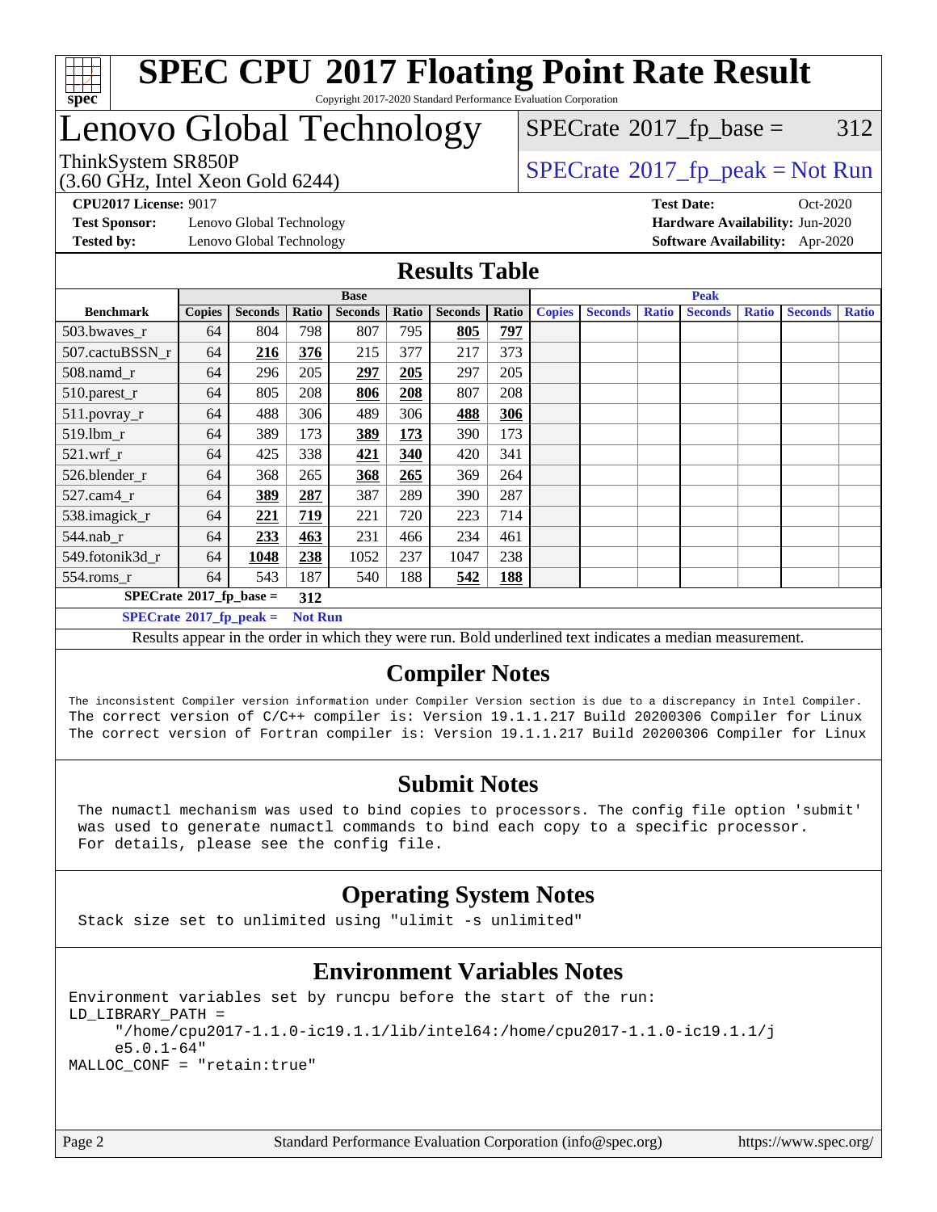# SPEC CPU 2017 Floating Point Rate Result

Copyright 2017-2020 Standard Performance Evaluation Corporation

## Lenovo Global Technology

ThinkSystem SR850P
(3.60 GHz, Intel Xeon Gold 6244)

SPECrate 2017_fp_base = 312

SPECrate 2017_fp_peak = Not Run

**CPU2017 License:** 9017
**Test Sponsor:** Lenovo Global Technology
**Tested by:** Lenovo Global Technology
**Test Date:** Oct-2020
**Hardware Availability:** Jun-2020
**Software Availability:** Apr-2020

## Results Table

| Benchmark | Base | | | | | | | Peak | | | | | | |
|---|---|---|---|---|---|---|---|---|---|---|---|---|---|---|
| | Copies | Seconds | Ratio | Seconds | Ratio | Seconds | Ratio | Copies | Seconds | Ratio | Seconds | Ratio | Seconds | Ratio |
| 503.bwaves_r | 64 | 804 | 798 | 807 | 795 | **805** | **797** | | | | | | | |
| 507.cactuBSSN_r | 64 | **216** | **376** | 215 | 377 | 217 | 373 | | | | | | | |
| 508.namd_r | 64 | 296 | 205 | **297** | **205** | 297 | 205 | | | | | | | |
| 510.parest_r | 64 | 805 | 208 | **806** | **208** | 807 | 208 | | | | | | | |
| 511.povray_r | 64 | 488 | 306 | 489 | 306 | **488** | **306** | | | | | | | |
| 519.lbm_r | 64 | 389 | 173 | **389** | **173** | 390 | 173 | | | | | | | |
| 521.wrf_r | 64 | 425 | 338 | **421** | **340** | 420 | 341 | | | | | | | |
| 526.blender_r | 64 | 368 | 265 | **368** | **265** | 369 | 264 | | | | | | | |
| 527.cam4_r | 64 | **389** | **287** | 387 | 289 | 390 | 287 | | | | | | | |
| 538.imagick_r | 64 | **221** | **719** | 221 | 720 | 223 | 714 | | | | | | | |
| 544.nab_r | 64 | **233** | **463** | 231 | 466 | 234 | 461 | | | | | | | |
| 549.fotonik3d_r | 64 | **1048** | **238** | 1052 | 237 | 1047 | 238 | | | | | | | |
| 554.roms_r | 64 | 543 | 187 | 540 | 188 | **542** | **188** | | | | | | | |

**SPECrate 2017_fp_base = 312**

**SPECrate 2017_fp_peak = Not Run**

Results appear in the order in which they were run. Bold underlined text indicates a median measurement.

## Compiler Notes

```
The inconsistent Compiler version information under Compiler Version section is due to a discrepancy in Intel Compiler.
The correct version of C/C++ compiler is: Version 19.1.1.217 Build 20200306 Compiler for Linux
The correct version of Fortran compiler is: Version 19.1.1.217 Build 20200306 Compiler for Linux
```

## Submit Notes

```
The numactl mechanism was used to bind copies to processors. The config file option 'submit'
was used to generate numactl commands to bind each copy to a specific processor.
For details, please see the config file.
```

## Operating System Notes

```
Stack size set to unlimited using "ulimit -s unlimited"
```

## Environment Variables Notes

```
Environment variables set by runcpu before the start of the run:
LD_LIBRARY_PATH =
     "/home/cpu2017-1.1.0-ic19.1.1/lib/intel64:/home/cpu2017-1.1.0-ic19.1.1/j
     e5.0.1-64"
MALLOC_CONF = "retain:true"
```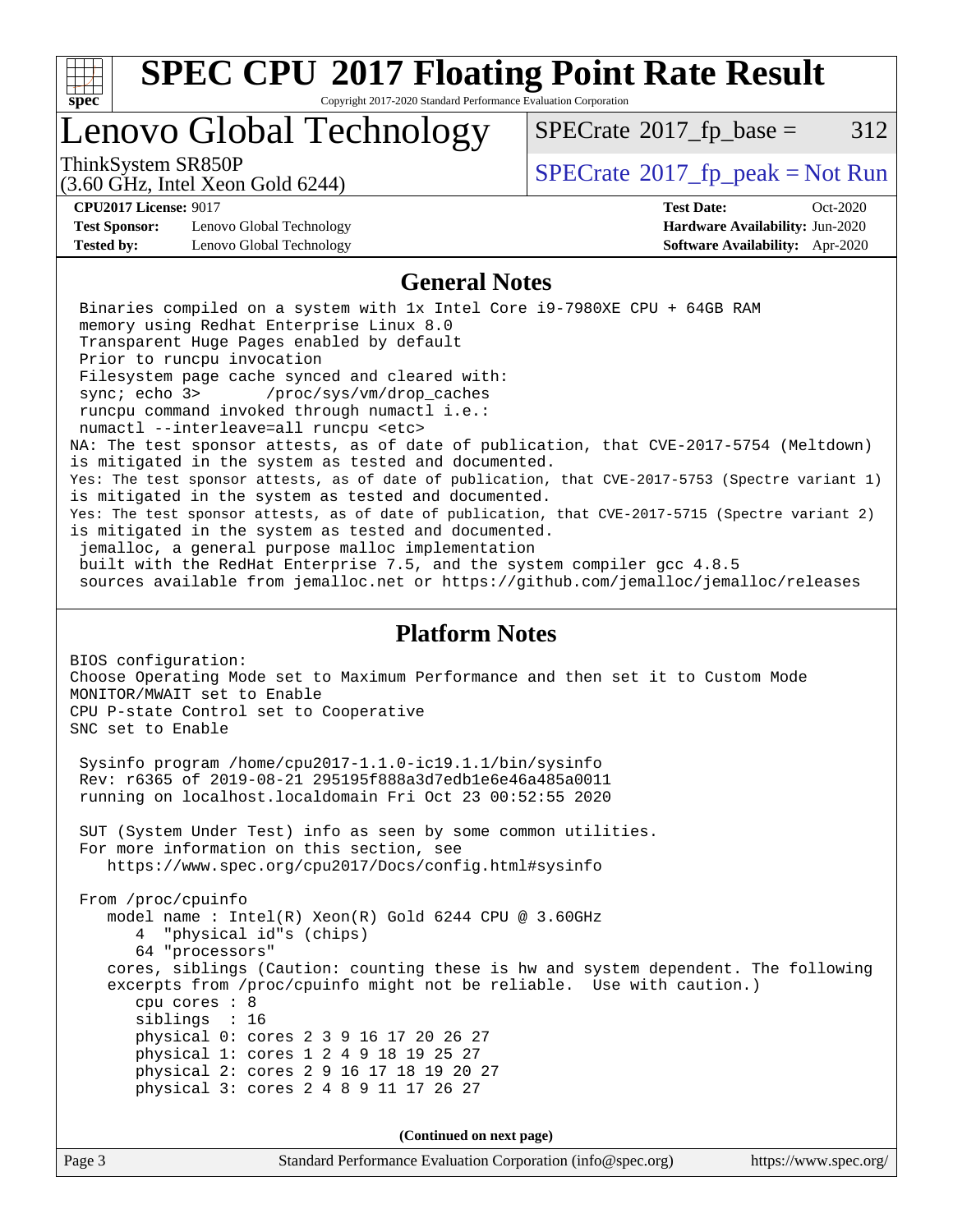# SPEC CPU 2017 Floating Point Rate Result

Copyright 2017-2020 Standard Performance Evaluation Corporation

# Lenovo Global Technology

ThinkSystem SR850P
(3.60 GHz, Intel Xeon Gold 6244)

SPECrate 2017_fp_base = 312

SPECrate 2017_fp_peak = Not Run

| | | | |
|---|---|---|---|
| **CPU2017 License:** | 9017 | **Test Date:** | Oct-2020 |
| **Test Sponsor:** | Lenovo Global Technology | **Hardware Availability:** | Jun-2020 |
| **Tested by:** | Lenovo Global Technology | **Software Availability:** | Apr-2020 |

## General Notes

```
 Binaries compiled on a system with 1x Intel Core i9-7980XE CPU + 64GB RAM
 memory using Redhat Enterprise Linux 8.0
 Transparent Huge Pages enabled by default
 Prior to runcpu invocation
 Filesystem page cache synced and cleared with:
 sync; echo 3>       /proc/sys/vm/drop_caches
 runcpu command invoked through numactl i.e.:
 numactl --interleave=all runcpu <etc>
NA: The test sponsor attests, as of date of publication, that CVE-2017-5754 (Meltdown)
is mitigated in the system as tested and documented.
Yes: The test sponsor attests, as of date of publication, that CVE-2017-5753 (Spectre variant 1)
is mitigated in the system as tested and documented.
Yes: The test sponsor attests, as of date of publication, that CVE-2017-5715 (Spectre variant 2)
is mitigated in the system as tested and documented.
 jemalloc, a general purpose malloc implementation
 built with the RedHat Enterprise 7.5, and the system compiler gcc 4.8.5
 sources available from jemalloc.net or https://github.com/jemalloc/jemalloc/releases
```

## Platform Notes

```
BIOS configuration:
Choose Operating Mode set to Maximum Performance and then set it to Custom Mode
MONITOR/MWAIT set to Enable
CPU P-state Control set to Cooperative
SNC set to Enable

 Sysinfo program /home/cpu2017-1.1.0-ic19.1.1/bin/sysinfo
 Rev: r6365 of 2019-08-21 295195f888a3d7edb1e6e46a485a0011
 running on localhost.localdomain Fri Oct 23 00:52:55 2020

 SUT (System Under Test) info as seen by some common utilities.
 For more information on this section, see
    https://www.spec.org/cpu2017/Docs/config.html#sysinfo

 From /proc/cpuinfo
    model name : Intel(R) Xeon(R) Gold 6244 CPU @ 3.60GHz
       4  "physical id"s (chips)
       64 "processors"
    cores, siblings (Caution: counting these is hw and system dependent. The following
    excerpts from /proc/cpuinfo might not be reliable.  Use with caution.)
       cpu cores : 8
       siblings  : 16
       physical 0: cores 2 3 9 16 17 20 26 27
       physical 1: cores 1 2 4 9 18 19 25 27
       physical 2: cores 2 9 16 17 18 19 20 27
       physical 3: cores 2 4 8 9 11 17 26 27
```

**(Continued on next page)**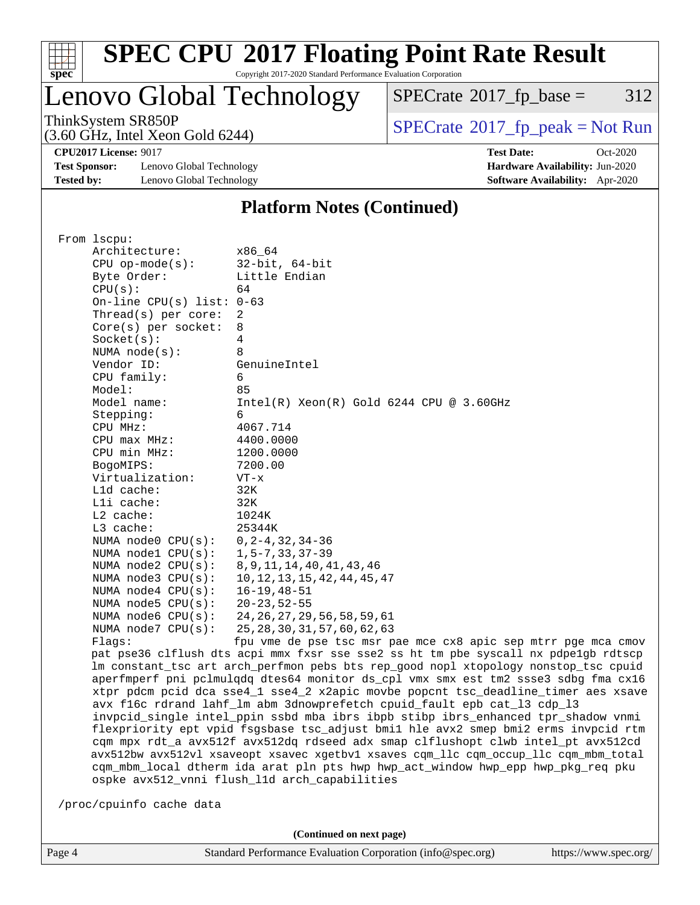# SPEC CPU 2017 Floating Point Rate Result

Copyright 2017-2020 Standard Performance Evaluation Corporation

## Lenovo Global Technology

ThinkSystem SR850P
(3.60 GHz, Intel Xeon Gold 6244)

SPECrate 2017_fp_base = 312

SPECrate 2017_fp_peak = Not Run

**CPU2017 License:** 9017
**Test Sponsor:** Lenovo Global Technology
**Tested by:** Lenovo Global Technology

**Test Date:** Oct-2020
**Hardware Availability:** Jun-2020
**Software Availability:** Apr-2020

### Platform Notes (Continued)

```
From lscpu:
     Architecture:        x86_64
     CPU op-mode(s):      32-bit, 64-bit
     Byte Order:          Little Endian
     CPU(s):              64
     On-line CPU(s) list: 0-63
     Thread(s) per core:  2
     Core(s) per socket:  8
     Socket(s):           4
     NUMA node(s):        8
     Vendor ID:           GenuineIntel
     CPU family:          6
     Model:               85
     Model name:          Intel(R) Xeon(R) Gold 6244 CPU @ 3.60GHz
     Stepping:            6
     CPU MHz:             4067.714
     CPU max MHz:         4400.0000
     CPU min MHz:         1200.0000
     BogoMIPS:            7200.00
     Virtualization:      VT-x
     L1d cache:           32K
     L1i cache:           32K
     L2 cache:            1024K
     L3 cache:            25344K
     NUMA node0 CPU(s):   0,2-4,32,34-36
     NUMA node1 CPU(s):   1,5-7,33,37-39
     NUMA node2 CPU(s):   8,9,11,14,40,41,43,46
     NUMA node3 CPU(s):   10,12,13,15,42,44,45,47
     NUMA node4 CPU(s):   16-19,48-51
     NUMA node5 CPU(s):   20-23,52-55
     NUMA node6 CPU(s):   24,26,27,29,56,58,59,61
     NUMA node7 CPU(s):   25,28,30,31,57,60,62,63
     Flags:               fpu vme de pse tsc msr pae mce cx8 apic sep mtrr pge mca cmov
     pat pse36 clflush dts acpi mmx fxsr sse sse2 ss ht tm pbe syscall nx pdpe1gb rdtscp
     lm constant_tsc art arch_perfmon pebs bts rep_good nopl xtopology nonstop_tsc cpuid
     aperfmperf pni pclmulqdq dtes64 monitor ds_cpl vmx smx est tm2 ssse3 sdbg fma cx16
     xtpr pdcm pcid dca sse4_1 sse4_2 x2apic movbe popcnt tsc_deadline_timer aes xsave
     avx f16c rdrand lahf_lm abm 3dnowprefetch cpuid_fault epb cat_l3 cdp_l3
     invpcid_single intel_ppin ssbd mba ibrs ibpb stibp ibrs_enhanced tpr_shadow vnmi
     flexpriority ept vpid fsgsbase tsc_adjust bmi1 hle avx2 smep bmi2 erms invpcid rtm
     cqm mpx rdt_a avx512f avx512dq rdseed adx smap clflushopt clwb intel_pt avx512cd
     avx512bw avx512vl xsaveopt xsavec xgetbv1 xsaves cqm_llc cqm_occup_llc cqm_mbm_total
     cqm_mbm_local dtherm ida arat pln pts hwp hwp_act_window hwp_epp hwp_pkg_req pku
     ospke avx512_vnni flush_l1d arch_capabilities

 /proc/cpuinfo cache data
```

(Continued on next page)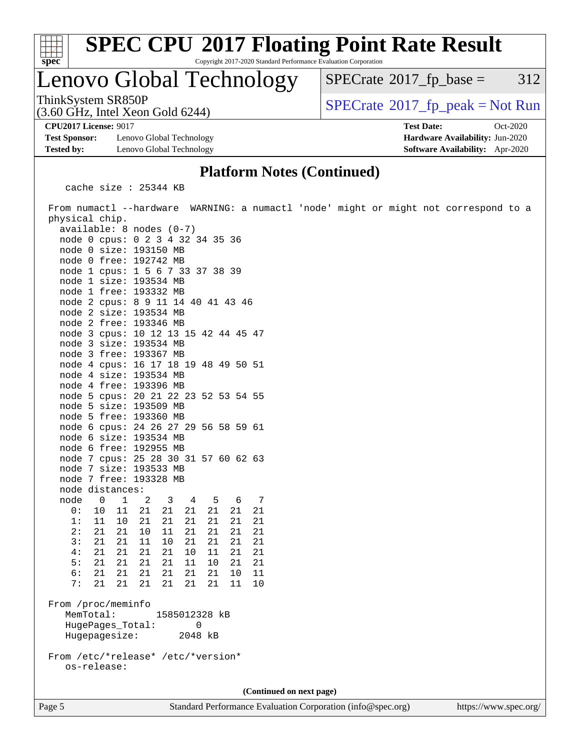## Platform Notes (Continued)

```
    cache size : 25344 KB

 From numactl --hardware  WARNING: a numactl 'node' might or might not correspond to a
 physical chip.
   available: 8 nodes (0-7)
   node 0 cpus: 0 2 3 4 32 34 35 36
   node 0 size: 193150 MB
   node 0 free: 192742 MB
   node 1 cpus: 1 5 6 7 33 37 38 39
   node 1 size: 193534 MB
   node 1 free: 193332 MB
   node 2 cpus: 8 9 11 14 40 41 43 46
   node 2 size: 193534 MB
   node 2 free: 193346 MB
   node 3 cpus: 10 12 13 15 42 44 45 47
   node 3 size: 193534 MB
   node 3 free: 193367 MB
   node 4 cpus: 16 17 18 19 48 49 50 51
   node 4 size: 193534 MB
   node 4 free: 193396 MB
   node 5 cpus: 20 21 22 23 52 53 54 55
   node 5 size: 193509 MB
   node 5 free: 193360 MB
   node 6 cpus: 24 26 27 29 56 58 59 61
   node 6 size: 193534 MB
   node 6 free: 192955 MB
   node 7 cpus: 25 28 30 31 57 60 62 63
   node 7 size: 193533 MB
   node 7 free: 193328 MB
   node distances:
   node   0   1   2   3   4   5   6   7
     0:  10  11  21  21  21  21  21  21
     1:  11  10  21  21  21  21  21  21
     2:  21  21  10  11  21  21  21  21
     3:  21  21  11  10  21  21  21  21
     4:  21  21  21  21  10  11  21  21
     5:  21  21  21  21  11  10  21  21
     6:  21  21  21  21  21  21  10  11
     7:  21  21  21  21  21  21  11  10

 From /proc/meminfo
    MemTotal:       1585012328 kB
    HugePages_Total:       0
    Hugepagesize:       2048 kB

 From /etc/*release* /etc/*version*
    os-release:
```

(Continued on next page)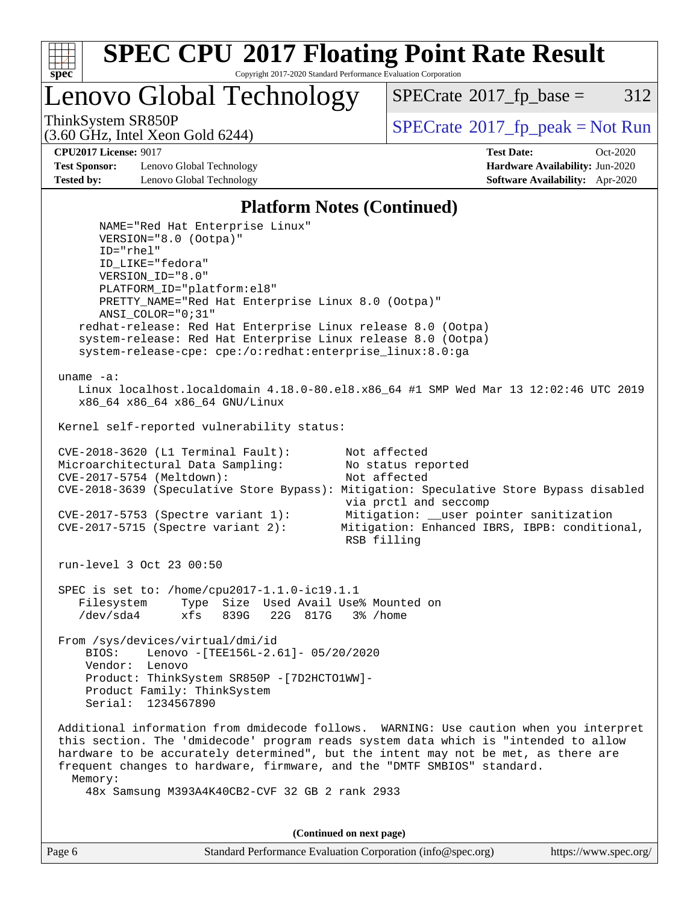## Platform Notes (Continued)

```
      NAME="Red Hat Enterprise Linux"
      VERSION="8.0 (Ootpa)"
      ID="rhel"
      ID_LIKE="fedora"
      VERSION_ID="8.0"
      PLATFORM_ID="platform:el8"
      PRETTY_NAME="Red Hat Enterprise Linux 8.0 (Ootpa)"
      ANSI_COLOR="0;31"
   redhat-release: Red Hat Enterprise Linux release 8.0 (Ootpa)
   system-release: Red Hat Enterprise Linux release 8.0 (Ootpa)
   system-release-cpe: cpe:/o:redhat:enterprise_linux:8.0:ga

uname -a:
   Linux localhost.localdomain 4.18.0-80.el8.x86_64 #1 SMP Wed Mar 13 12:02:46 UTC 2019
   x86_64 x86_64 x86_64 GNU/Linux

Kernel self-reported vulnerability status:

CVE-2018-3620 (L1 Terminal Fault):        Not affected
Microarchitectural Data Sampling:         No status reported
CVE-2017-5754 (Meltdown):                 Not affected
CVE-2018-3639 (Speculative Store Bypass): Mitigation: Speculative Store Bypass disabled
                                          via prctl and seccomp
CVE-2017-5753 (Spectre variant 1):        Mitigation: __user pointer sanitization
CVE-2017-5715 (Spectre variant 2):       Mitigation: Enhanced IBRS, IBPB: conditional,
                                          RSB filling

run-level 3 Oct 23 00:50

SPEC is set to: /home/cpu2017-1.1.0-ic19.1.1
   Filesystem     Type  Size  Used Avail Use% Mounted on
   /dev/sda4      xfs   839G   22G  817G   3% /home

From /sys/devices/virtual/dmi/id
    BIOS:    Lenovo -[TEE156L-2.61]- 05/20/2020
    Vendor:  Lenovo
    Product: ThinkSystem SR850P -[7D2HCTO1WW]-
    Product Family: ThinkSystem
    Serial:  1234567890

Additional information from dmidecode follows.  WARNING: Use caution when you interpret
this section. The 'dmidecode' program reads system data which is "intended to allow
hardware to be accurately determined", but the intent may not be met, as there are
frequent changes to hardware, firmware, and the "DMTF SMBIOS" standard.
  Memory:
    48x Samsung M393A4K40CB2-CVF 32 GB 2 rank 2933
```

(Continued on next page)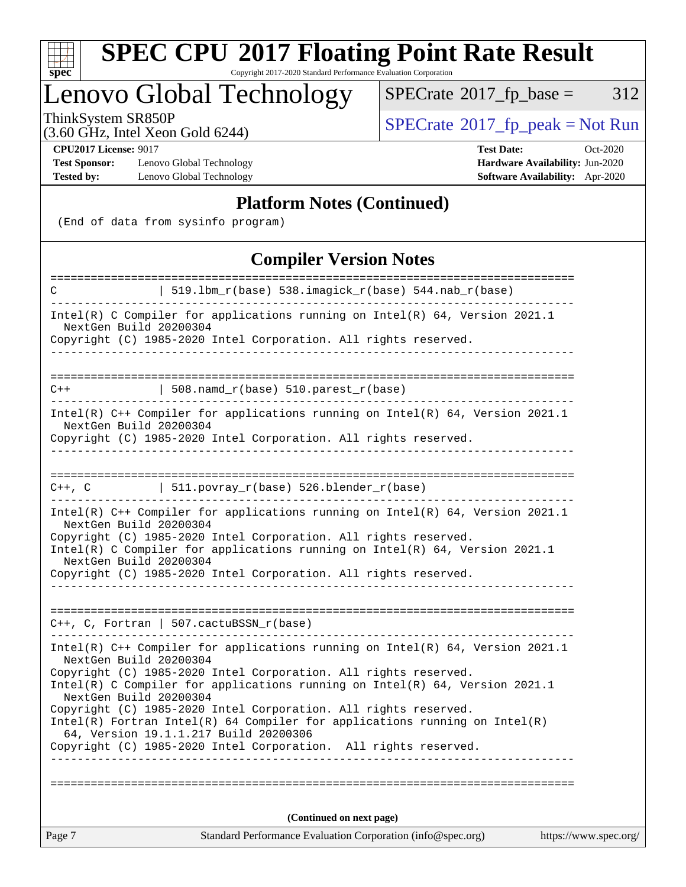## Platform Notes (Continued)

```
(End of data from sysinfo program)
```

## Compiler Version Notes

```
==============================================================================
C               | 519.lbm_r(base) 538.imagick_r(base) 544.nab_r(base)
------------------------------------------------------------------------------
Intel(R) C Compiler for applications running on Intel(R) 64, Version 2021.1
  NextGen Build 20200304
Copyright (C) 1985-2020 Intel Corporation. All rights reserved.
------------------------------------------------------------------------------

==============================================================================
C++             | 508.namd_r(base) 510.parest_r(base)
------------------------------------------------------------------------------
Intel(R) C++ Compiler for applications running on Intel(R) 64, Version 2021.1
  NextGen Build 20200304
Copyright (C) 1985-2020 Intel Corporation. All rights reserved.
------------------------------------------------------------------------------

==============================================================================
C++, C          | 511.povray_r(base) 526.blender_r(base)
------------------------------------------------------------------------------
Intel(R) C++ Compiler for applications running on Intel(R) 64, Version 2021.1
  NextGen Build 20200304
Copyright (C) 1985-2020 Intel Corporation. All rights reserved.
Intel(R) C Compiler for applications running on Intel(R) 64, Version 2021.1
  NextGen Build 20200304
Copyright (C) 1985-2020 Intel Corporation. All rights reserved.
------------------------------------------------------------------------------

==============================================================================
C++, C, Fortran | 507.cactuBSSN_r(base)
------------------------------------------------------------------------------
Intel(R) C++ Compiler for applications running on Intel(R) 64, Version 2021.1
  NextGen Build 20200304
Copyright (C) 1985-2020 Intel Corporation. All rights reserved.
Intel(R) C Compiler for applications running on Intel(R) 64, Version 2021.1
  NextGen Build 20200304
Copyright (C) 1985-2020 Intel Corporation. All rights reserved.
Intel(R) Fortran Intel(R) 64 Compiler for applications running on Intel(R)
  64, Version 19.1.1.217 Build 20200306
Copyright (C) 1985-2020 Intel Corporation.  All rights reserved.
------------------------------------------------------------------------------

==============================================================================
```

**(Continued on next page)**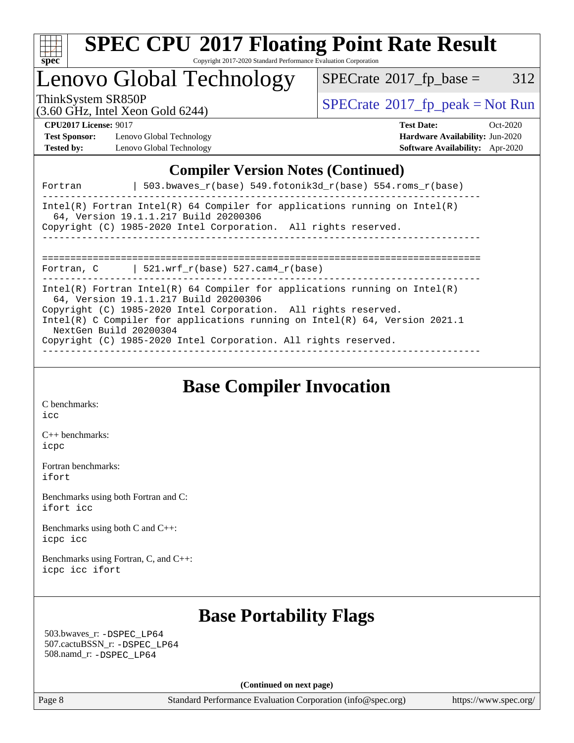# SPEC CPU 2017 Floating Point Rate Result

Copyright 2017-2020 Standard Performance Evaluation Corporation

## Lenovo Global Technology

ThinkSystem SR850P
(3.60 GHz, Intel Xeon Gold 6244)

SPECrate 2017_fp_base = 312

SPECrate 2017_fp_peak = Not Run

**CPU2017 License:** 9017
**Test Sponsor:** Lenovo Global Technology
**Tested by:** Lenovo Global Technology

**Test Date:** Oct-2020
**Hardware Availability:** Jun-2020
**Software Availability:** Apr-2020

## Compiler Version Notes (Continued)

```
Fortran         | 503.bwaves_r(base) 549.fotonik3d_r(base) 554.roms_r(base)
------------------------------------------------------------------------------
Intel(R) Fortran Intel(R) 64 Compiler for applications running on Intel(R)
  64, Version 19.1.1.217 Build 20200306
Copyright (C) 1985-2020 Intel Corporation.  All rights reserved.
------------------------------------------------------------------------------

==============================================================================
Fortran, C      | 521.wrf_r(base) 527.cam4_r(base)
------------------------------------------------------------------------------
Intel(R) Fortran Intel(R) 64 Compiler for applications running on Intel(R)
  64, Version 19.1.1.217 Build 20200306
Copyright (C) 1985-2020 Intel Corporation.  All rights reserved.
Intel(R) C Compiler for applications running on Intel(R) 64, Version 2021.1
  NextGen Build 20200304
Copyright (C) 1985-2020 Intel Corporation. All rights reserved.
------------------------------------------------------------------------------
```

## Base Compiler Invocation

C benchmarks:
icc

C++ benchmarks:
icpc

Fortran benchmarks:
ifort

Benchmarks using both Fortran and C:
ifort icc

Benchmarks using both C and C++:
icpc icc

Benchmarks using Fortran, C, and C++:
icpc icc ifort

## Base Portability Flags

503.bwaves_r: -DSPEC_LP64
507.cactuBSSN_r: -DSPEC_LP64
508.namd_r: -DSPEC_LP64

**(Continued on next page)**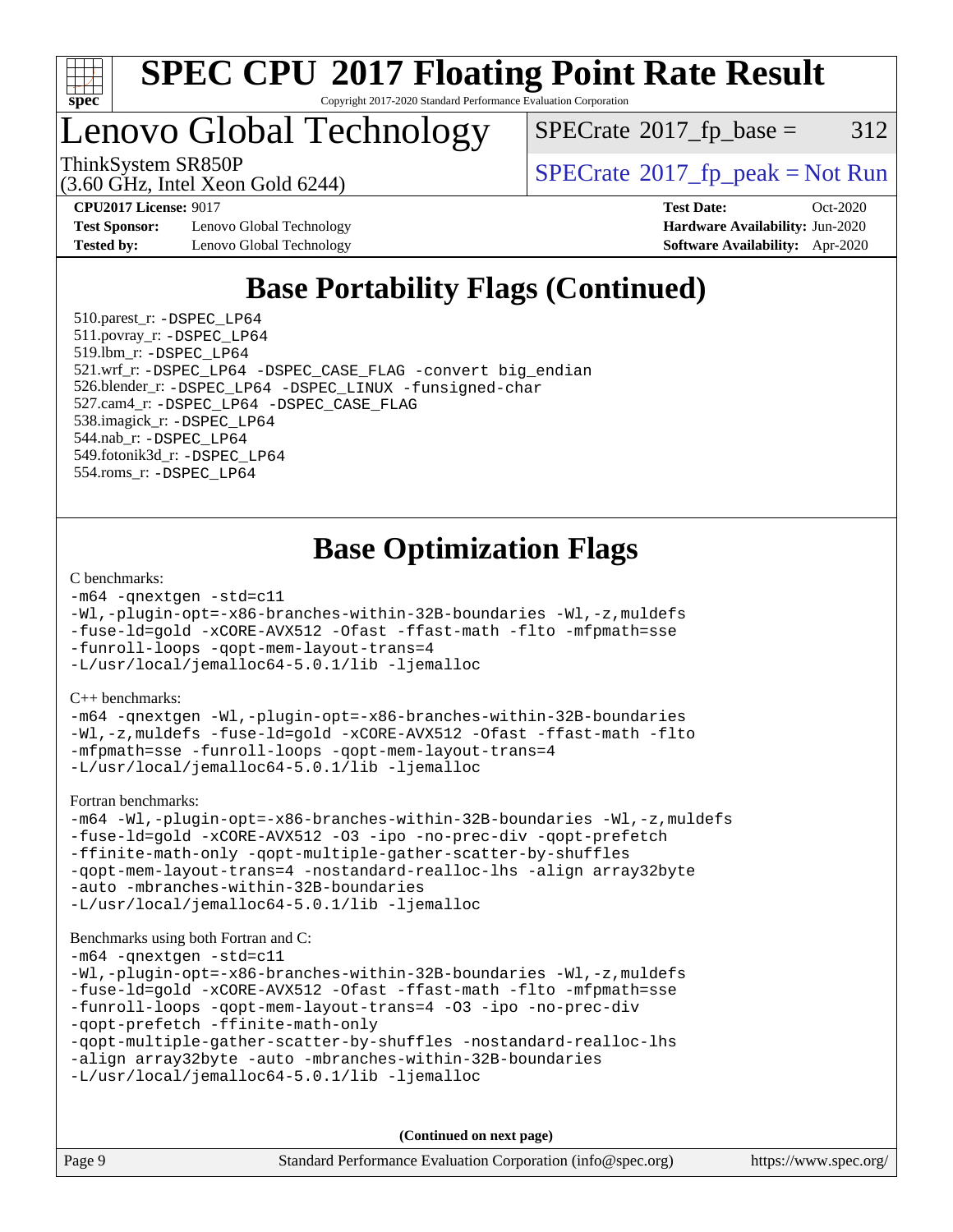# Base Portability Flags (Continued)

510.parest_r: -DSPEC_LP64
511.povray_r: -DSPEC_LP64
519.lbm_r: -DSPEC_LP64
521.wrf_r: -DSPEC_LP64 -DSPEC_CASE_FLAG -convert big_endian
526.blender_r: -DSPEC_LP64 -DSPEC_LINUX -funsigned-char
527.cam4_r: -DSPEC_LP64 -DSPEC_CASE_FLAG
538.imagick_r: -DSPEC_LP64
544.nab_r: -DSPEC_LP64
549.fotonik3d_r: -DSPEC_LP64
554.roms_r: -DSPEC_LP64

# Base Optimization Flags

C benchmarks:

```
-m64 -qnextgen -std=c11
-Wl,-plugin-opt=-x86-branches-within-32B-boundaries -Wl,-z,muldefs
-fuse-ld=gold -xCORE-AVX512 -Ofast -ffast-math -flto -mfpmath=sse
-funroll-loops -qopt-mem-layout-trans=4
-L/usr/local/jemalloc64-5.0.1/lib -ljemalloc
```

C++ benchmarks:

```
-m64 -qnextgen -Wl,-plugin-opt=-x86-branches-within-32B-boundaries
-Wl,-z,muldefs -fuse-ld=gold -xCORE-AVX512 -Ofast -ffast-math -flto
-mfpmath=sse -funroll-loops -qopt-mem-layout-trans=4
-L/usr/local/jemalloc64-5.0.1/lib -ljemalloc
```

Fortran benchmarks:

```
-m64 -Wl,-plugin-opt=-x86-branches-within-32B-boundaries -Wl,-z,muldefs
-fuse-ld=gold -xCORE-AVX512 -O3 -ipo -no-prec-div -qopt-prefetch
-ffinite-math-only -qopt-multiple-gather-scatter-by-shuffles
-qopt-mem-layout-trans=4 -nostandard-realloc-lhs -align array32byte
-auto -mbranches-within-32B-boundaries
-L/usr/local/jemalloc64-5.0.1/lib -ljemalloc
```

Benchmarks using both Fortran and C:

```
-m64 -qnextgen -std=c11
-Wl,-plugin-opt=-x86-branches-within-32B-boundaries -Wl,-z,muldefs
-fuse-ld=gold -xCORE-AVX512 -Ofast -ffast-math -flto -mfpmath=sse
-funroll-loops -qopt-mem-layout-trans=4 -O3 -ipo -no-prec-div
-qopt-prefetch -ffinite-math-only
-qopt-multiple-gather-scatter-by-shuffles -nostandard-realloc-lhs
-align array32byte -auto -mbranches-within-32B-boundaries
-L/usr/local/jemalloc64-5.0.1/lib -ljemalloc
```

**(Continued on next page)**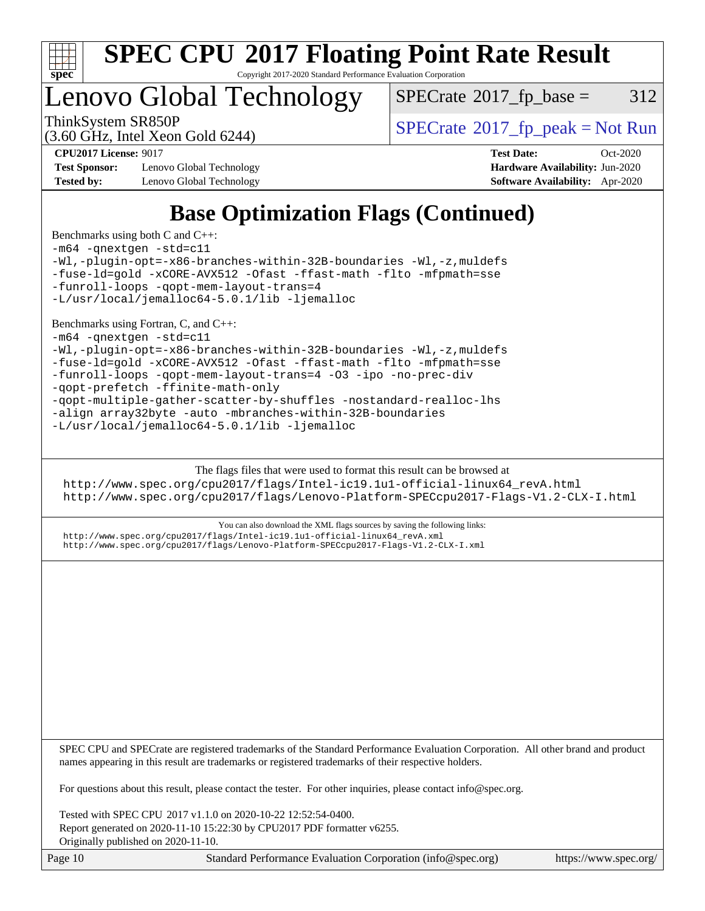# Base Optimization Flags (Continued)

Benchmarks using both C and C++:

```
-m64 -qnextgen -std=c11
-Wl,-plugin-opt=-x86-branches-within-32B-boundaries -Wl,-z,muldefs
-fuse-ld=gold -xCORE-AVX512 -Ofast -ffast-math -flto -mfpmath=sse
-funroll-loops -qopt-mem-layout-trans=4
-L/usr/local/jemalloc64-5.0.1/lib -ljemalloc
```

Benchmarks using Fortran, C, and C++:

```
-m64 -qnextgen -std=c11
-Wl,-plugin-opt=-x86-branches-within-32B-boundaries -Wl,-z,muldefs
-fuse-ld=gold -xCORE-AVX512 -Ofast -ffast-math -flto -mfpmath=sse
-funroll-loops -qopt-mem-layout-trans=4 -O3 -ipo -no-prec-div
-qopt-prefetch -ffinite-math-only
-qopt-multiple-gather-scatter-by-shuffles -nostandard-realloc-lhs
-align array32byte -auto -mbranches-within-32B-boundaries
-L/usr/local/jemalloc64-5.0.1/lib -ljemalloc
```

The flags files that were used to format this result can be browsed at

http://www.spec.org/cpu2017/flags/Intel-ic19.1u1-official-linux64_revA.html
http://www.spec.org/cpu2017/flags/Lenovo-Platform-SPECcpu2017-Flags-V1.2-CLX-I.html

You can also download the XML flags sources by saving the following links:

http://www.spec.org/cpu2017/flags/Intel-ic19.1u1-official-linux64_revA.xml
http://www.spec.org/cpu2017/flags/Lenovo-Platform-SPECcpu2017-Flags-V1.2-CLX-I.xml

SPEC CPU and SPECrate are registered trademarks of the Standard Performance Evaluation Corporation. All other brand and product names appearing in this result are trademarks or registered trademarks of their respective holders.

For questions about this result, please contact the tester. For other inquiries, please contact info@spec.org.

Tested with SPEC CPU 2017 v1.1.0 on 2020-10-22 12:52:54-0400.
Report generated on 2020-11-10 15:22:30 by CPU2017 PDF formatter v6255.
Originally published on 2020-11-10.